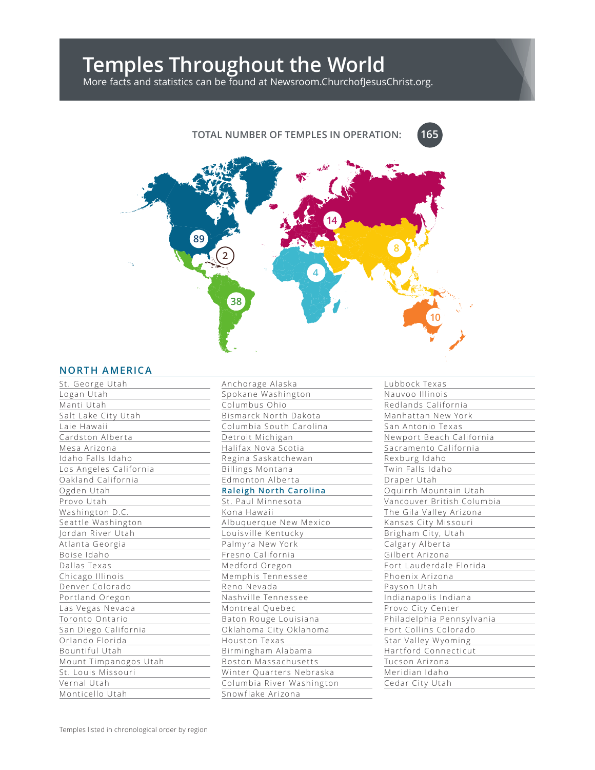# Temples Throughout the World

More facts and statistics can be found at Newsroom.ChurchofJesusChrist.org.

**TOTAL NUMBER OF TEMPLES IN OPERATION: 165**

89 · 2 · 38 · 14 · 4 · 8 · 10

## NORTH AMERICA

- St. George Utah
- Logan Utah
- Manti Utah
- Salt Lake City Utah
- Laie Hawaii
- Cardston Alberta
- Mesa Arizona
- Idaho Falls Idaho
- Los Angeles California
- Oakland California
- Ogden Utah
- Provo Utah
- Washington D.C.
- Seattle Washington
- Jordan River Utah
- Atlanta Georgia
- Boise Idaho
- Dallas Texas
- Chicago Illinois
- Denver Colorado
- Portland Oregon
- Las Vegas Nevada
- Toronto Ontario
- San Diego California
- Orlando Florida
- Bountiful Utah
- Mount Timpanogos Utah
- St. Louis Missouri
- Vernal Utah
- Monticello Utah
- Anchorage Alaska
- Spokane Washington
- Columbus Ohio
- Bismarck North Dakota
- Columbia South Carolina
- Detroit Michigan
- Halifax Nova Scotia
- Regina Saskatchewan
- Billings Montana
- Edmonton Alberta
- **Raleigh North Carolina**
- St. Paul Minnesota
- Kona Hawaii
- Albuquerque New Mexico
- Louisville Kentucky
- Palmyra New York
- Fresno California
- Medford Oregon
- Memphis Tennessee
- Reno Nevada
- Nashville Tennessee
- Montreal Quebec
- Baton Rouge Louisiana
- Oklahoma City Oklahoma
- Houston Texas
- Birmingham Alabama
- Boston Massachusetts
- Winter Quarters Nebraska
- Columbia River Washington
- Snowflake Arizona
- Lubbock Texas
- Nauvoo Illinois
- Redlands California
- Manhattan New York
- San Antonio Texas
- Newport Beach California
- Sacramento California
- Rexburg Idaho
- Twin Falls Idaho
- Draper Utah
- Oquirrh Mountain Utah
- Vancouver British Columbia
- The Gila Valley Arizona
- Kansas City Missouri
- Brigham City, Utah
- Calgary Alberta
- Gilbert Arizona
- Fort Lauderdale Florida
- Phoenix Arizona
- Payson Utah
- Indianapolis Indiana
- Provo City Center
- Philadelphia Pennsylvania
- Fort Collins Colorado
- Star Valley Wyoming
- Hartford Connecticut
- Tucson Arizona
- Meridian Idaho
- Cedar City Utah

Temples listed in chronological order by region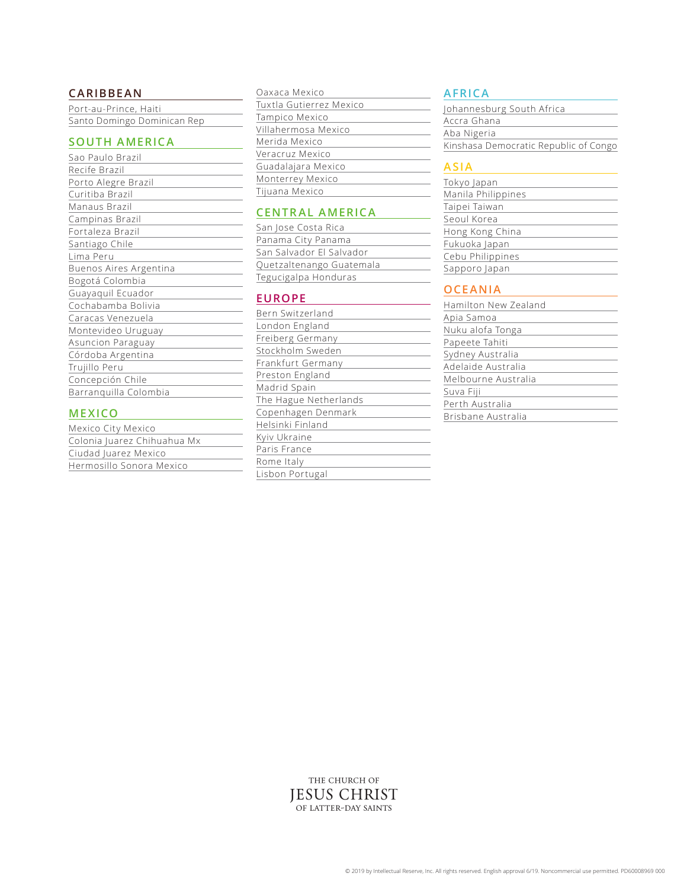## CARIBBEAN

Port-au-Prince, Haiti
Santo Domingo Dominican Rep

## SOUTH AMERICA

Sao Paulo Brazil
Recife Brazil
Porto Alegre Brazil
Curitiba Brazil
Manaus Brazil
Campinas Brazil
Fortaleza Brazil
Santiago Chile
Lima Peru
Buenos Aires Argentina
Bogotá Colombia
Guayaquil Ecuador
Cochabamba Bolivia
Caracas Venezuela
Montevideo Uruguay
Asuncion Paraguay
Córdoba Argentina
Trujillo Peru
Concepción Chile
Barranquilla Colombia

## MEXICO

Mexico City Mexico
Colonia Juarez Chihuahua Mx
Ciudad Juarez Mexico
Hermosillo Sonora Mexico
Oaxaca Mexico
Tuxtla Gutierrez Mexico
Tampico Mexico
Villahermosa Mexico
Merida Mexico
Veracruz Mexico
Guadalajara Mexico
Monterrey Mexico
Tijuana Mexico

## CENTRAL AMERICA

San Jose Costa Rica
Panama City Panama
San Salvador El Salvador
Quetzaltenango Guatemala
Tegucigalpa Honduras

## EUROPE

Bern Switzerland
London England
Freiberg Germany
Stockholm Sweden
Frankfurt Germany
Preston England
Madrid Spain
The Hague Netherlands
Copenhagen Denmark
Helsinki Finland
Kyiv Ukraine
Paris France
Rome Italy
Lisbon Portugal

## AFRICA

Johannesburg South Africa
Accra Ghana
Aba Nigeria
Kinshasa Democratic Republic of Congo

## ASIA

Tokyo Japan
Manila Philippines
Taipei Taiwan
Seoul Korea
Hong Kong China
Fukuoka Japan
Cebu Philippines
Sapporo Japan

## OCEANIA

Hamilton New Zealand
Apia Samoa
Nuku alofa Tonga
Papeete Tahiti
Sydney Australia
Adelaide Australia
Melbourne Australia
Suva Fiji
Perth Australia
Brisbane Australia

THE CHURCH OF
JESUS CHRIST
OF LATTER-DAY SAINTS

© 2019 by Intellectual Reserve, Inc. All rights reserved. English approval 6/19. Noncommercial use permitted. PD60008969 000